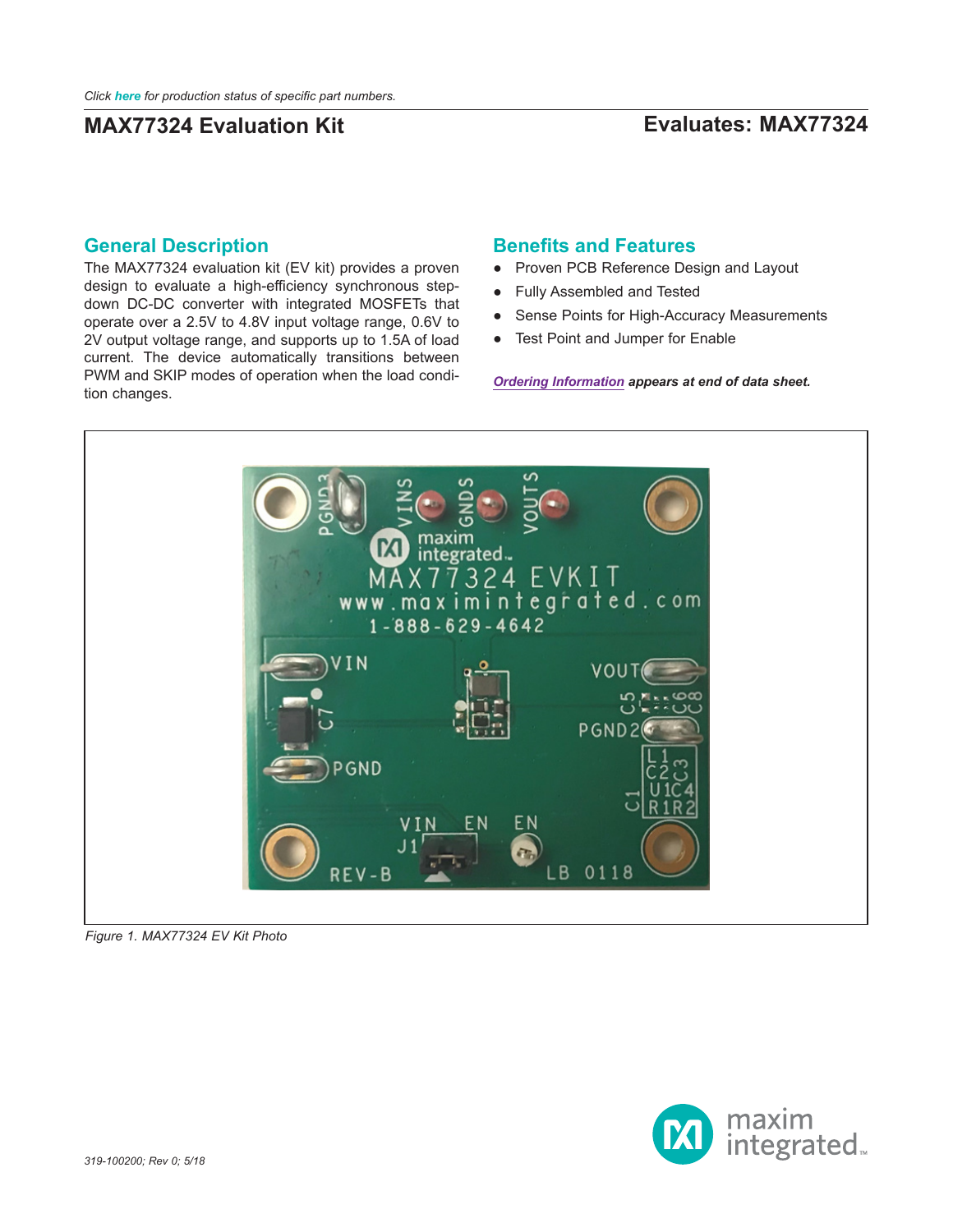Click **here** for production status of specific part numbers.

# MAX77324 Evaluation Kit

## Evaluates: MAX77324

## General Description

The MAX77324 evaluation kit (EV kit) provides a proven design to evaluate a high-efficiency synchronous step-down DC-DC converter with integrated MOSFETs that operate over a 2.5V to 4.8V input voltage range, 0.6V to 2V output voltage range, and supports up to 1.5A of load current. The device automatically transitions between PWM and SKIP modes of operation when the load condition changes.

## Benefits and Features

- Proven PCB Reference Design and Layout
- Fully Assembled and Tested
- Sense Points for High-Accuracy Measurements
- Test Point and Jumper for Enable

***Ordering Information** appears at end of data sheet.*

*Figure 1. MAX77324 EV Kit Photo*

319-100200; Rev 0; 5/18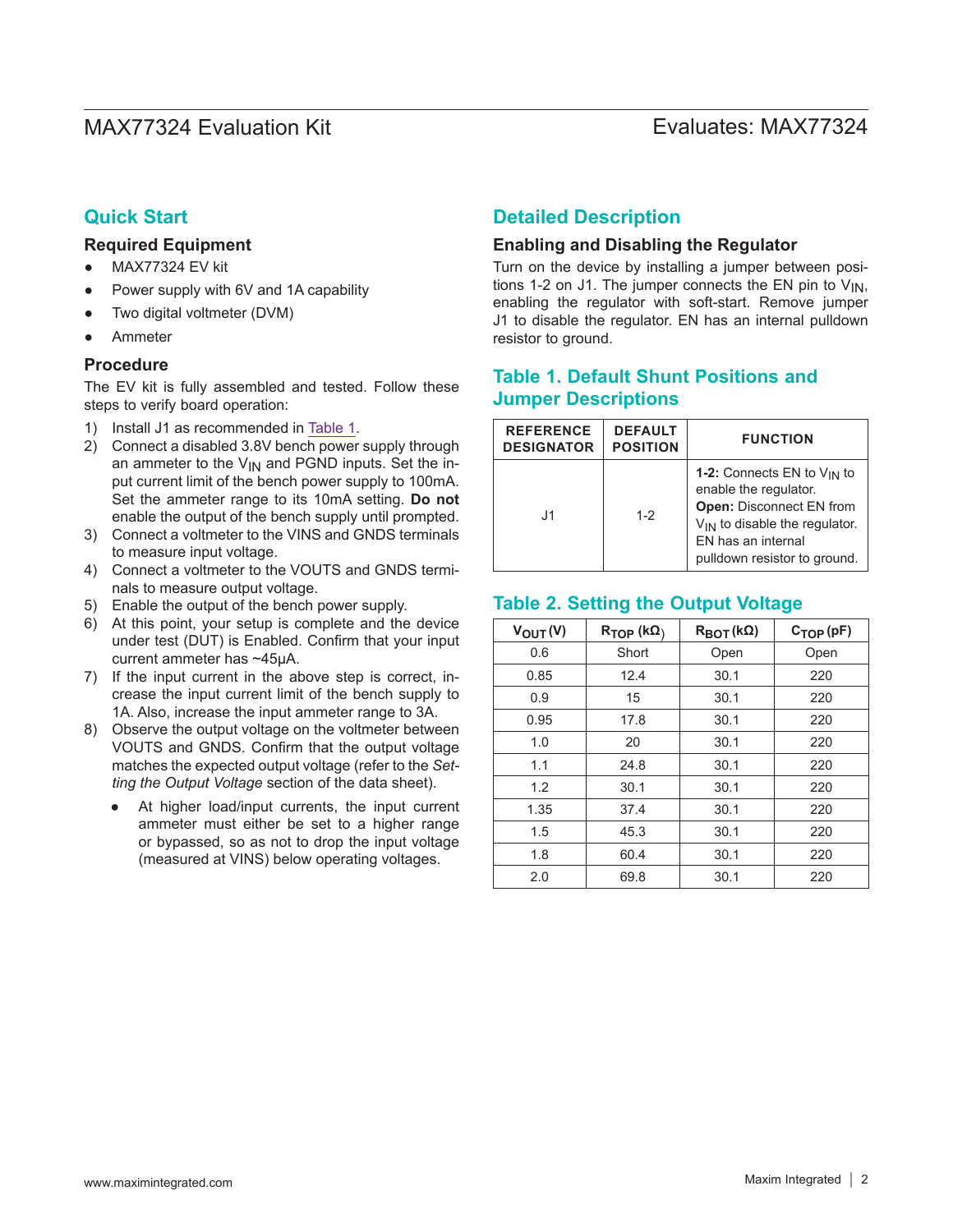## Quick Start

### Required Equipment

- MAX77324 EV kit
- Power supply with 6V and 1A capability
- Two digital voltmeter (DVM)
- Ammeter

### Procedure

The EV kit is fully assembled and tested. Follow these steps to verify board operation:

1) Install J1 as recommended in Table 1.
2) Connect a disabled 3.8V bench power supply through an ammeter to the $V_{IN}$ and PGND inputs. Set the input current limit of the bench power supply to 100mA. Set the ammeter range to its 10mA setting. **Do not** enable the output of the bench supply until prompted.
3) Connect a voltmeter to the VINS and GNDS terminals to measure input voltage.
4) Connect a voltmeter to the VOUTS and GNDS terminals to measure output voltage.
5) Enable the output of the bench power supply.
6) At this point, your setup is complete and the device under test (DUT) is Enabled. Confirm that your input current ammeter has ~45µA.
7) If the input current in the above step is correct, increase the input current limit of the bench supply to 1A. Also, increase the input ammeter range to 3A.
8) Observe the output voltage on the voltmeter between VOUTS and GNDS. Confirm that the output voltage matches the expected output voltage (refer to the *Setting the Output Voltage* section of the data sheet).
   - At higher load/input currents, the input current ammeter must either be set to a higher range or bypassed, so as not to drop the input voltage (measured at VINS) below operating voltages.

## Detailed Description

### Enabling and Disabling the Regulator

Turn on the device by installing a jumper between positions 1-2 on J1. The jumper connects the EN pin to $V_{IN}$, enabling the regulator with soft-start. Remove jumper J1 to disable the regulator. EN has an internal pulldown resistor to ground.

### Table 1. Default Shunt Positions and Jumper Descriptions

| REFERENCE DESIGNATOR | DEFAULT POSITION | FUNCTION |
|---|---|---|
| J1 | 1-2 | **1-2:** Connects EN to $V_{IN}$ to enable the regulator.<br>**Open:** Disconnect EN from $V_{IN}$ to disable the regulator. EN has an internal pulldown resistor to ground. |

### Table 2. Setting the Output Voltage

| $V_{OUT}$ (V) | $R_{TOP}$ (kΩ) | $R_{BOT}$ (kΩ) | $C_{TOP}$ (pF) |
|---|---|---|---|
| 0.6 | Short | Open | Open |
| 0.85 | 12.4 | 30.1 | 220 |
| 0.9 | 15 | 30.1 | 220 |
| 0.95 | 17.8 | 30.1 | 220 |
| 1.0 | 20 | 30.1 | 220 |
| 1.1 | 24.8 | 30.1 | 220 |
| 1.2 | 30.1 | 30.1 | 220 |
| 1.35 | 37.4 | 30.1 | 220 |
| 1.5 | 45.3 | 30.1 | 220 |
| 1.8 | 60.4 | 30.1 | 220 |
| 2.0 | 69.8 | 30.1 | 220 |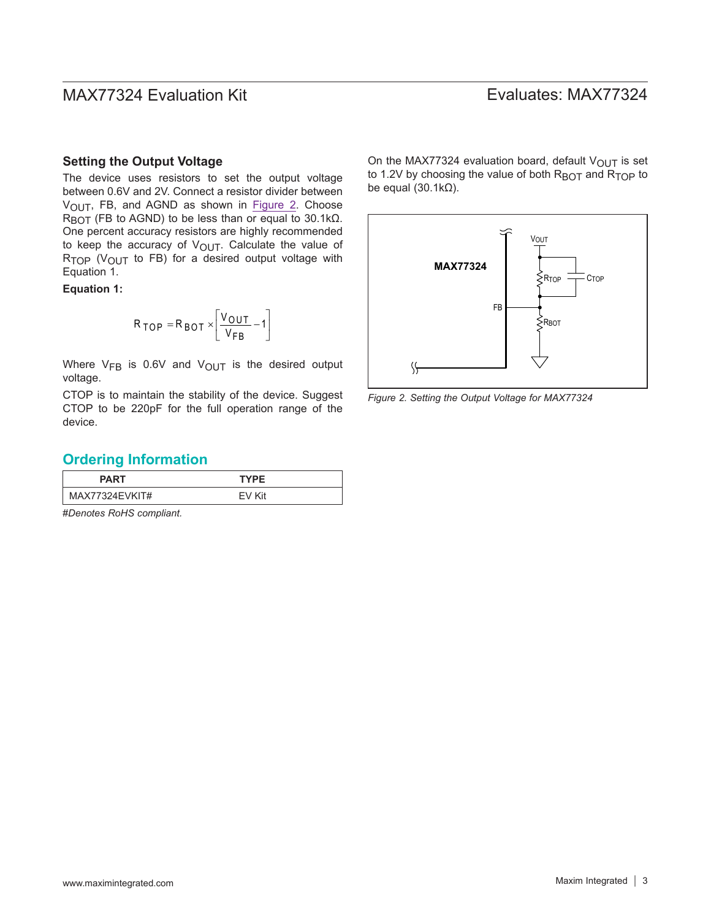### Setting the Output Voltage

The device uses resistors to set the output voltage between 0.6V and 2V. Connect a resistor divider between $V_{OUT}$, FB, and AGND as shown in Figure 2. Choose $R_{BOT}$ (FB to AGND) to be less than or equal to 30.1kΩ. One percent accuracy resistors are highly recommended to keep the accuracy of $V_{OUT}$. Calculate the value of $R_{TOP}$ ($V_{OUT}$ to FB) for a desired output voltage with Equation 1.

**Equation 1:**

$$R_{TOP} = R_{BOT} \times \left[\frac{V_{OUT}}{V_{FB}} - 1\right]$$

Where $V_{FB}$ is 0.6V and $V_{OUT}$ is the desired output voltage.

CTOP is to maintain the stability of the device. Suggest CTOP to be 220pF for the full operation range of the device.

On the MAX77324 evaluation board, default $V_{OUT}$ is set to 1.2V by choosing the value of both $R_{BOT}$ and $R_{TOP}$ to be equal (30.1kΩ).

MAX77324

VOUT

RTOP

CTOP

FB

RBOT

*Figure 2. Setting the Output Voltage for MAX77324*

## Ordering Information

| PART | TYPE |
| --- | --- |
| MAX77324EVKIT# | EV Kit |

*#Denotes RoHS compliant.*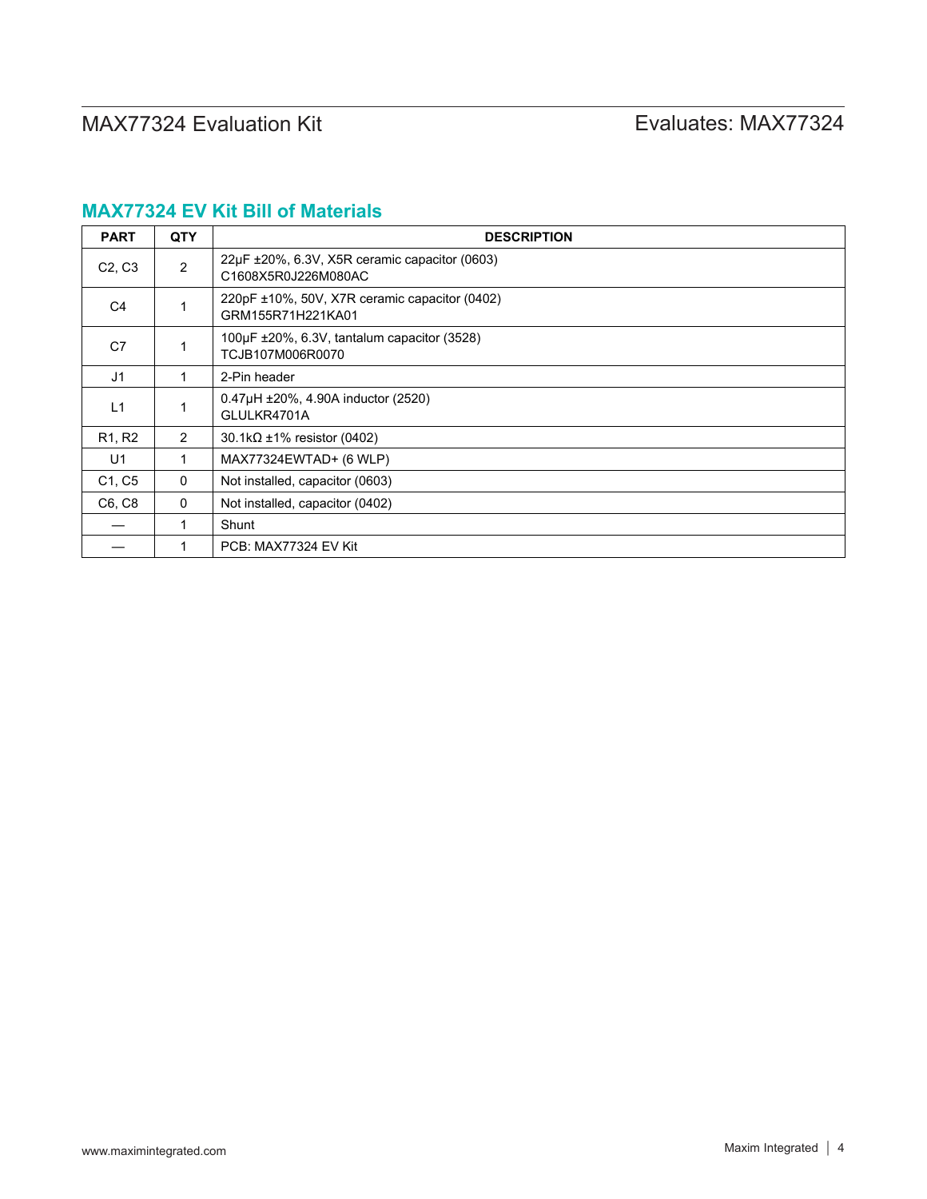## MAX77324 EV Kit Bill of Materials

| PART | QTY | DESCRIPTION |
|---|---|---|
| C2, C3 | 2 | 22μF ±20%, 6.3V, X5R ceramic capacitor (0603)<br>C1608X5R0J226M080AC |
| C4 | 1 | 220pF ±10%, 50V, X7R ceramic capacitor (0402)<br>GRM155R71H221KA01 |
| C7 | 1 | 100μF ±20%, 6.3V, tantalum capacitor (3528)<br>TCJB107M006R0070 |
| J1 | 1 | 2-Pin header |
| L1 | 1 | 0.47μH ±20%, 4.90A inductor (2520)<br>GLULKR4701A |
| R1, R2 | 2 | 30.1kΩ ±1% resistor (0402) |
| U1 | 1 | MAX77324EWTAD+ (6 WLP) |
| C1, C5 | 0 | Not installed, capacitor (0603) |
| C6, C8 | 0 | Not installed, capacitor (0402) |
| — | 1 | Shunt |
| — | 1 | PCB: MAX77324 EV Kit |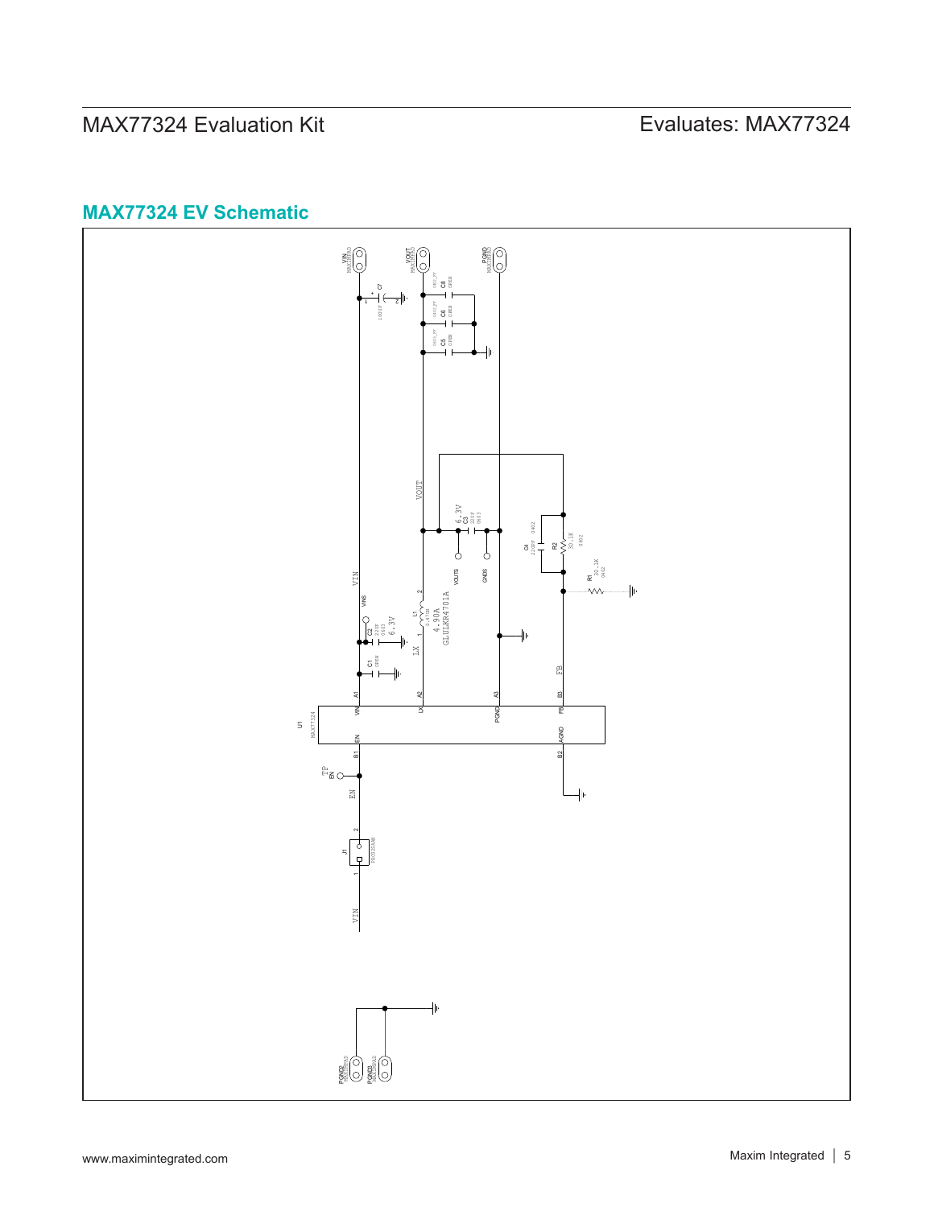## MAX77324 EV Schematic

VIN
MAXPAD

VOUT
MAXPAD

PGND
MAXPAD

C7
10UF

C8
0402_FF
OPEN

C6
0402_FF
OPEN

C5
0402_FF
OPEN

VOUT

6.3V
C3
22UF
0603

C4
220PF
0402

R2
30.1K
0402

R1
30.1K
0402

VOUTS

GNDS

VIN

VINS

C2
22UF
0603
6.3V

C1
OPEN

L1
0.47UH
4.90A
GLULKR4701A

LX

FB

U1
MAX77324

A1 VIN
A2 LX
A3 PGND
B3 FB
B1 EN
B2 AGND

TP
EN

EN

J1
PEC02SAAN

VIN

PGND2
MAXPAD

PGND1
MAXPAD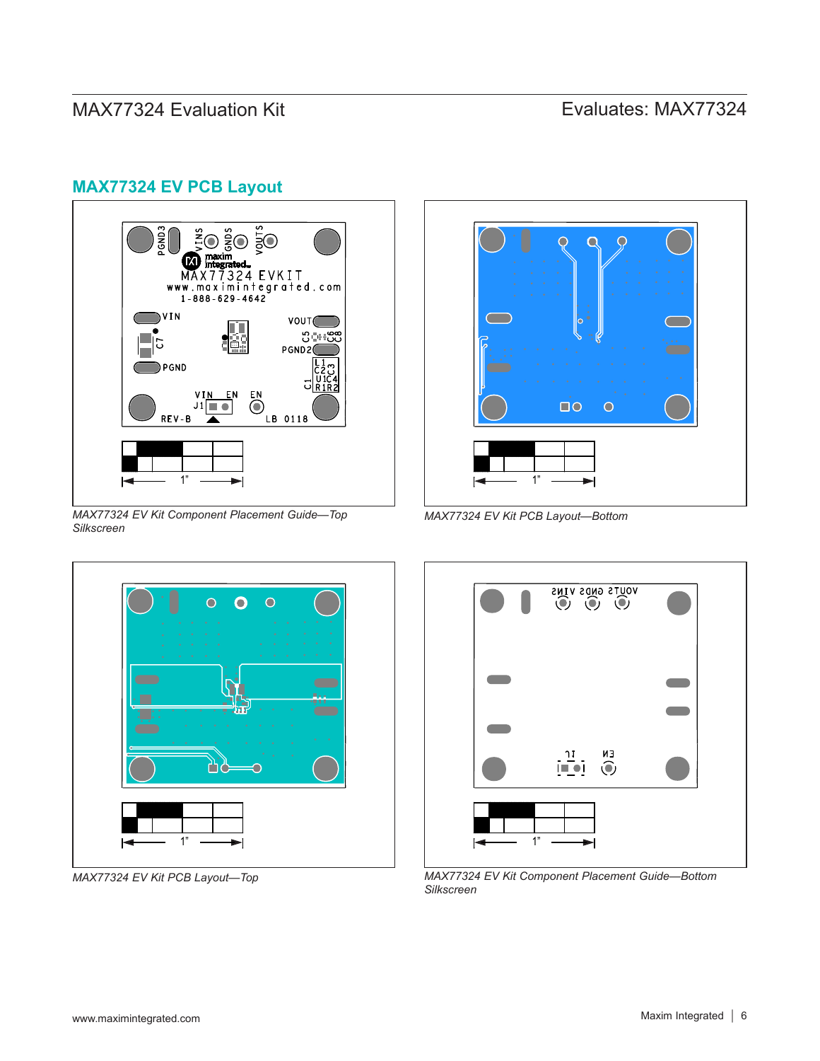## MAX77324 EV PCB Layout

*MAX77324 EV Kit Component Placement Guide—Top Silkscreen*

*MAX77324 EV Kit PCB Layout—Bottom*

*MAX77324 EV Kit PCB Layout—Top*

*MAX77324 EV Kit Component Placement Guide—Bottom Silkscreen*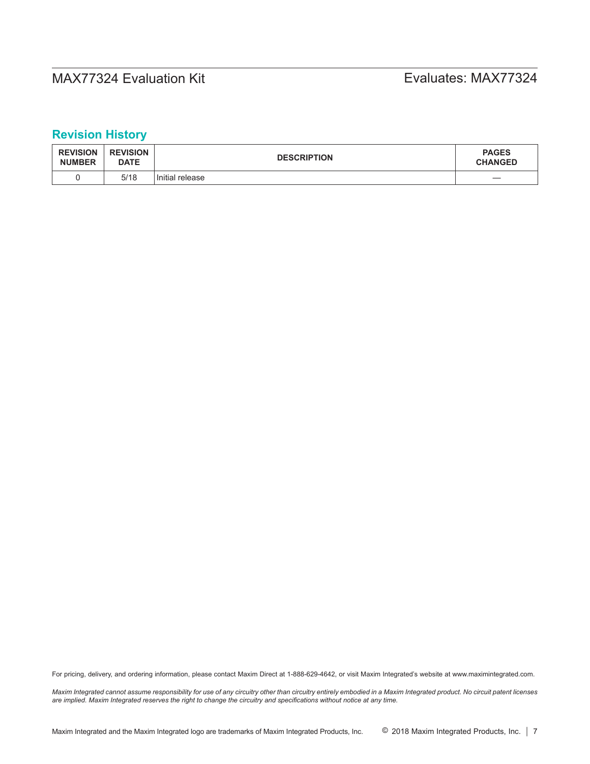## Revision History

| REVISION NUMBER | REVISION DATE | DESCRIPTION | PAGES CHANGED |
|---|---|---|---|
| 0 | 5/18 | Initial release | — |

For pricing, delivery, and ordering information, please contact Maxim Direct at 1-888-629-4642, or visit Maxim Integrated's website at www.maximintegrated.com.

*Maxim Integrated cannot assume responsibility for use of any circuitry other than circuitry entirely embodied in a Maxim Integrated product. No circuit patent licenses are implied. Maxim Integrated reserves the right to change the circuitry and specifications without notice at any time.*

Maxim Integrated and the Maxim Integrated logo are trademarks of Maxim Integrated Products, Inc. © 2018 Maxim Integrated Products, Inc.